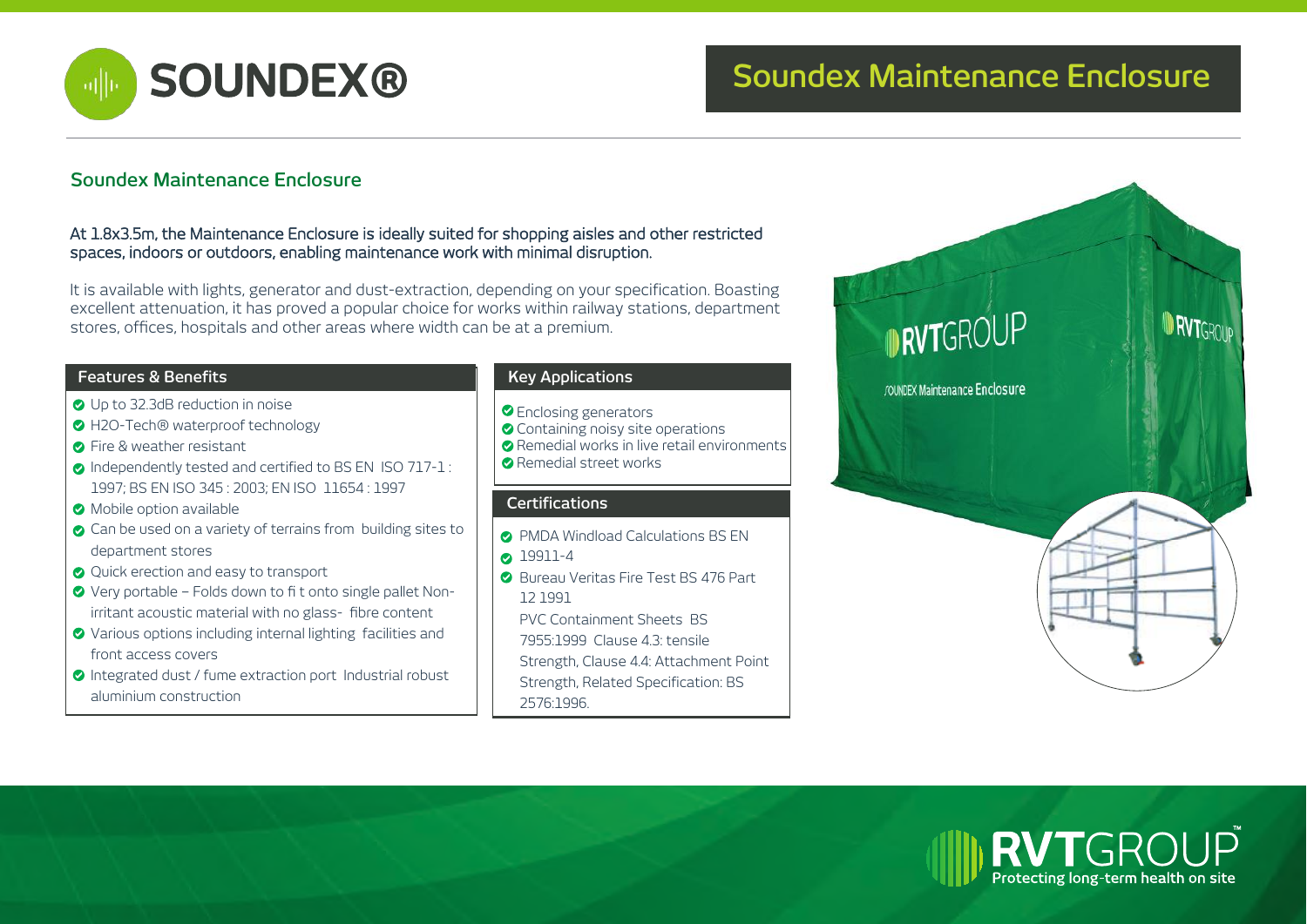# SOUNDEX®

## Soundex Maintenance Enclosure

### Soundex Maintenance Enclosure

At 1.8x3.5m, the Maintenance Enclosure is ideally suited for shopping aisles and other restricted spaces, indoors or outdoors, enabling maintenance work with minimal disruption.

It is available with lights, generator and dust-extraction, depending on your specification. Boasting excellent attenuation, it has proved a popular choice for works within railway stations, department stores, offices, hospitals and other areas where width can be at a premium.

#### Features & Benefits

- Up to 32.3dB reduction in noise
- H2O-Tech® waterproof technology
- Fire & weather resistant
- Independently tested and certified to BS EN ISO 717-1 : 1997; BS EN ISO 345 : 2003; EN ISO 11654 : 1997
- Mobile option available
- Can be used on a variety of terrains from building sites to department stores
- Quick erection and easy to transport
- Very portable – Folds down to fi t onto single pallet Non-irritant acoustic material with no glass- fibre content
- Various options including internal lighting facilities and front access covers
- Integrated dust / fume extraction port Industrial robust aluminium construction

#### Key Applications

- Enclosing generators
- Containing noisy site operations
- Remedial works in live retail environments
- Remedial street works

#### Certifications

- PMDA Windload Calculations BS EN
- 19911-4
- Bureau Veritas Fire Test BS 476 Part 12 1991
  PVC Containment Sheets BS 7955:1999 Clause 4.3: tensile Strength, Clause 4.4: Attachment Point Strength, Related Specification: BS 2576:1996.

**RVTGROUP™**
Protecting long-term health on site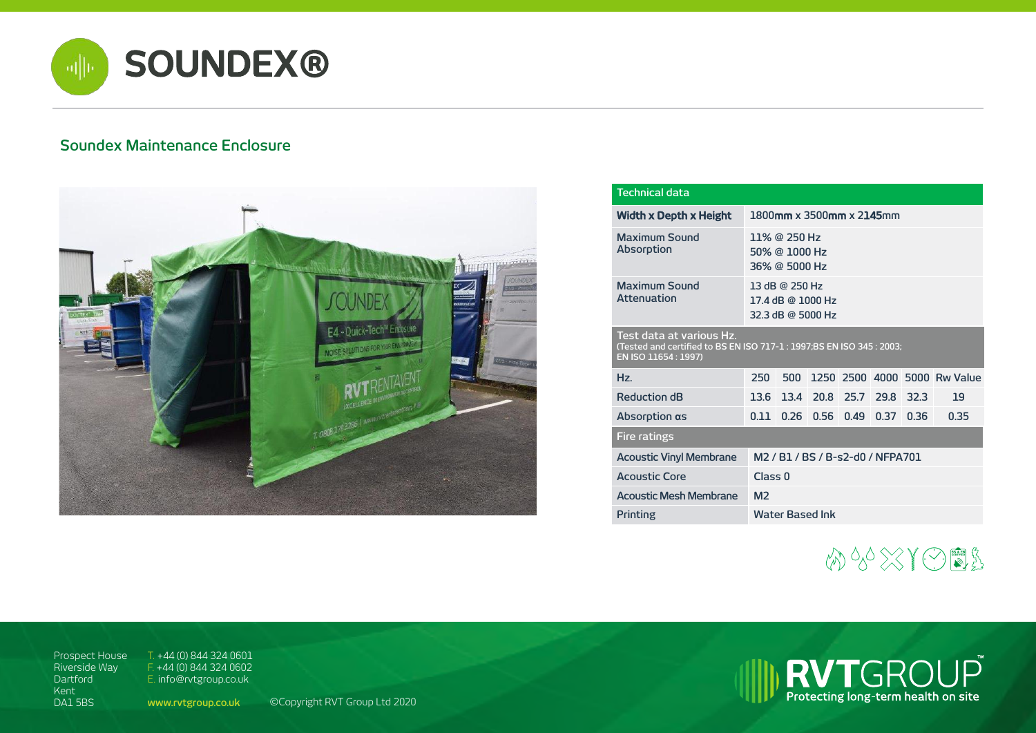# SOUNDEX®

## Soundex Maintenance Enclosure

| Technical data | |
|---|---|
| **Width x Depth x Height** | 1800mm x 3500mm x 2145mm |
| Maximum Sound Absorption | 11% @ 250 Hz<br>50% @ 1000 Hz<br>36% @ 5000 Hz |
| Maximum Sound Attenuation | 13 dB @ 250 Hz<br>17.4 dB @ 1000 Hz<br>32.3 dB @ 5000 Hz |

Test data at various Hz.
(Tested and certified to BS EN ISO 717-1 : 1997;BS EN ISO 345 : 2003; EN ISO 11654 : 1997)

| Hz. | 250 | 500 | 1250 | 2500 | 4000 | 5000 | Rw Value |
|---|---|---|---|---|---|---|---|
| Reduction dB | 13.6 | 13.4 | 20.8 | 25.7 | 29.8 | 32.3 | 19 |
| Absorption αs | 0.11 | 0.26 | 0.56 | 0.49 | 0.37 | 0.36 | 0.35 |

| Fire ratings | |
|---|---|
| Acoustic Vinyl Membrane | M2 / B1 / BS / B-s2-d0 / NFPA701 |
| Acoustic Core | Class 0 |
| Acoustic Mesh Membrane | M2 |
| Printing | Water Based Ink |

Prospect House
Riverside Way
Dartford
Kent
DA1 5BS

T. +44 (0) 844 324 0601
F. +44 (0) 844 324 0602
E. info@rvtgroup.co.uk

www.rvtgroup.co.uk

©Copyright RVT Group Ltd 2020

RVTGROUP™
Protecting long-term health on site